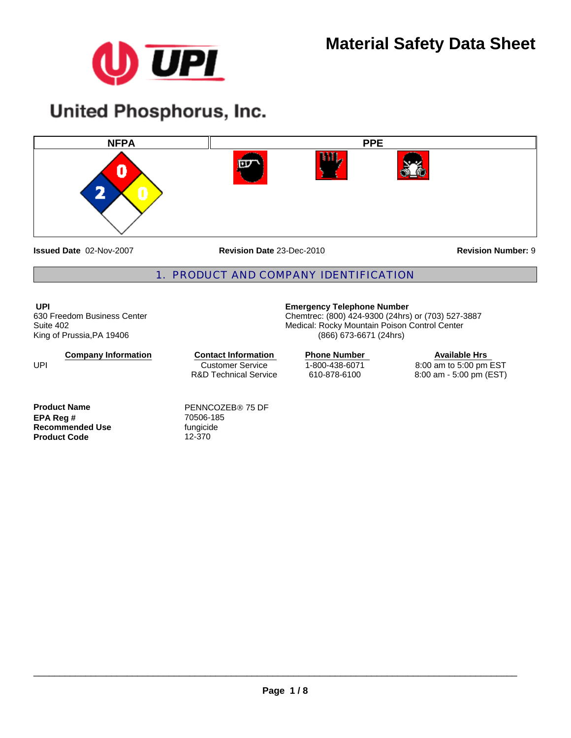# Material Safety Data Sheet

United Phosphorus, Inc.

| NFPA | PPE |
| --- | --- |
| Health 2, Flammability 0, Instability 0 | |

**Issued Date** 02-Nov-2007 **Revision Date** 23-Dec-2010 **Revision Number:** 9

## 1. PRODUCT AND COMPANY IDENTIFICATION

**UPI**
630 Freedom Business Center
Suite 402
King of Prussia,PA 19406

**Emergency Telephone Number**
Chemtrec: (800) 424-9300 (24hrs) or (703) 527-3887
Medical: Rocky Mountain Poison Control Center
(866) 673-6671 (24hrs)

| Company Information | Contact Information | Phone Number | Available Hrs |
| --- | --- | --- | --- |
| UPI | Customer Service | 1-800-438-6071 | 8:00 am to 5:00 pm EST |
| | R&D Technical Service | 610-878-6100 | 8:00 am - 5:00 pm (EST) |

| | |
| --- | --- |
| **Product Name** | PENNCOZEB® 75 DF |
| **EPA Reg #** | 70506-185 |
| **Recommended Use** | fungicide |
| **Product Code** | 12-370 |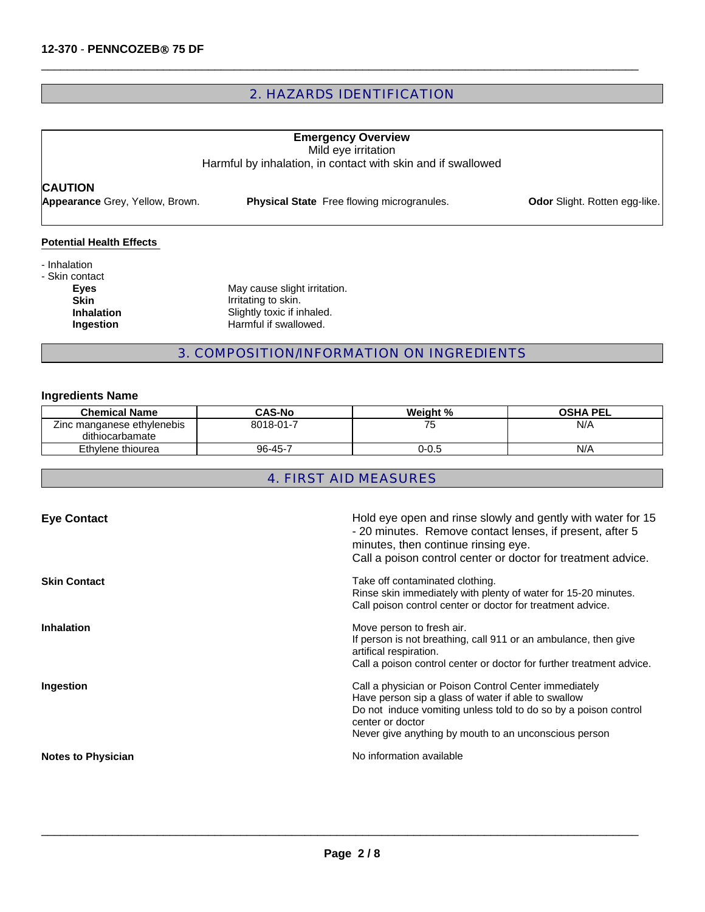## 2. HAZARDS IDENTIFICATION

**Emergency Overview**

Mild eye irritation

Harmful by inhalation, in contact with skin and if swallowed

**CAUTION**

**Appearance** Grey, Yellow, Brown. **Physical State** Free flowing microgranules. **Odor** Slight. Rotten egg-like.

**Potential Health Effects**

- Inhalation
- Skin contact

**Eyes** May cause slight irritation.

**Skin** Irritating to skin.

**Inhalation** Slightly toxic if inhaled.

**Ingestion** Harmful if swallowed.

## 3. COMPOSITION/INFORMATION ON INGREDIENTS

### Ingredients Name

| Chemical Name | CAS-No | Weight % | OSHA PEL |
|---|---|---|---|
| Zinc manganese ethylenebis dithiocarbamate | 8018-01-7 | 75 | N/A |
| Ethylene thiourea | 96-45-7 | 0-0.5 | N/A |

## 4. FIRST AID MEASURES

**Eye Contact**

Hold eye open and rinse slowly and gently with water for 15 - 20 minutes. Remove contact lenses, if present, after 5 minutes, then continue rinsing eye.

Call a poison control center or doctor for treatment advice.

**Skin Contact**

Take off contaminated clothing.

Rinse skin immediately with plenty of water for 15-20 minutes.

Call poison control center or doctor for treatment advice.

**Inhalation**

Move person to fresh air.

If person is not breathing, call 911 or an ambulance, then give artifical respiration.

Call a poison control center or doctor for further treatment advice.

**Ingestion**

Call a physician or Poison Control Center immediately

Have person sip a glass of water if able to swallow

Do not induce vomiting unless told to do so by a poison control center or doctor

Never give anything by mouth to an unconscious person

**Notes to Physician**

No information available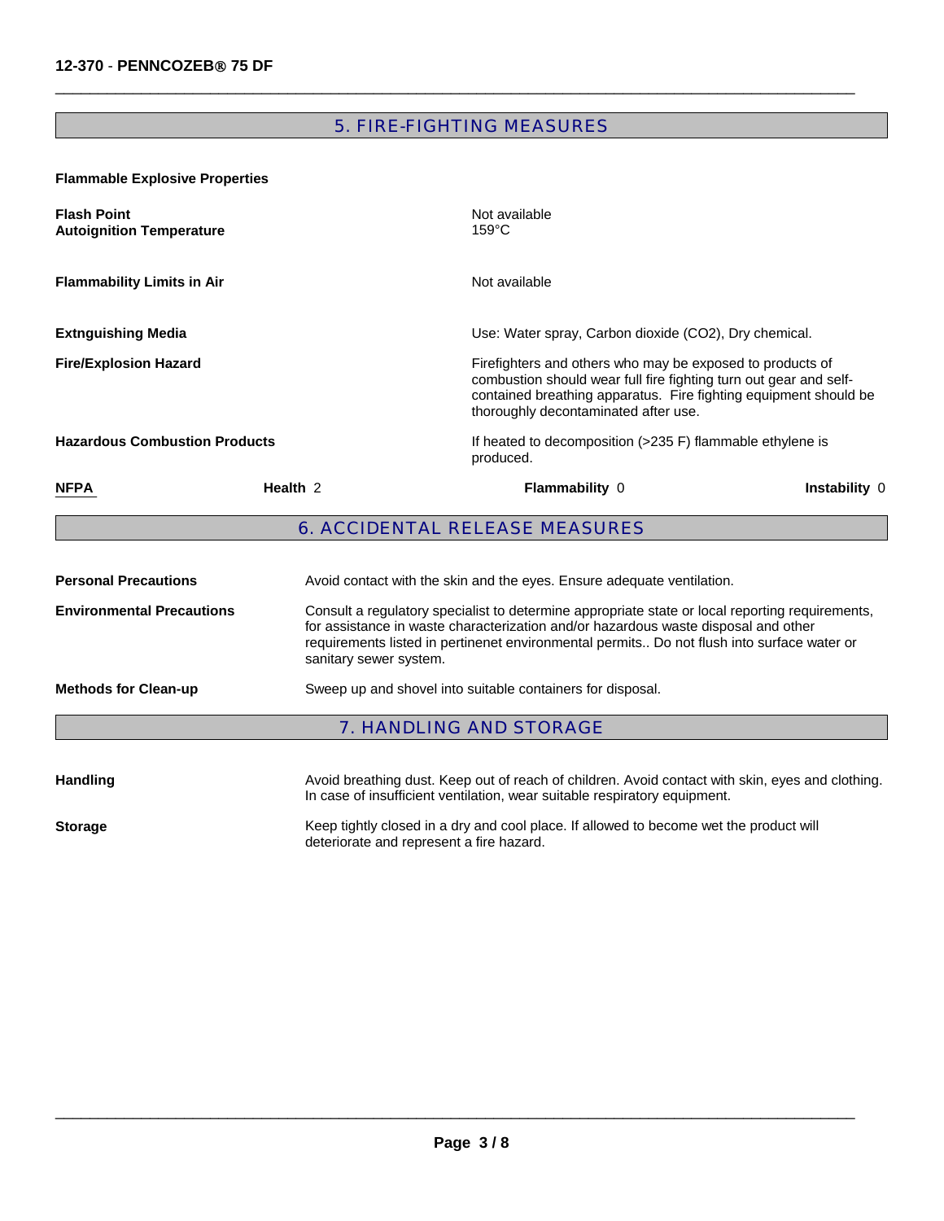## 5. FIRE-FIGHTING MEASURES

**Flammable Explosive Properties**

**Flash Point** Not available

**Autoignition Temperature** 159°C

**Flammability Limits in Air** Not available

**Extnguishing Media** Use: Water spray, Carbon dioxide ($CO_2$), Dry chemical.

**Fire/Explosion Hazard** Firefighters and others who may be exposed to products of combustion should wear full fire fighting turn out gear and self-contained breathing apparatus. Fire fighting equipment should be thoroughly decontaminated after use.

**Hazardous Combustion Products** If heated to decomposition (>235 F) flammable ethylene is produced.

| NFPA | Health 2 | Flammability 0 | Instability 0 |
|---|---|---|---|

## 6. ACCIDENTAL RELEASE MEASURES

**Personal Precautions** Avoid contact with the skin and the eyes. Ensure adequate ventilation.

**Environmental Precautions** Consult a regulatory specialist to determine appropriate state or local reporting requirements, for assistance in waste characterization and/or hazardous waste disposal and other requirements listed in pertinenet environmental permits.. Do not flush into surface water or sanitary sewer system.

**Methods for Clean-up** Sweep up and shovel into suitable containers for disposal.

## 7. HANDLING AND STORAGE

**Handling** Avoid breathing dust. Keep out of reach of children. Avoid contact with skin, eyes and clothing. In case of insufficient ventilation, wear suitable respiratory equipment.

**Storage** Keep tightly closed in a dry and cool place. If allowed to become wet the product will deteriorate and represent a fire hazard.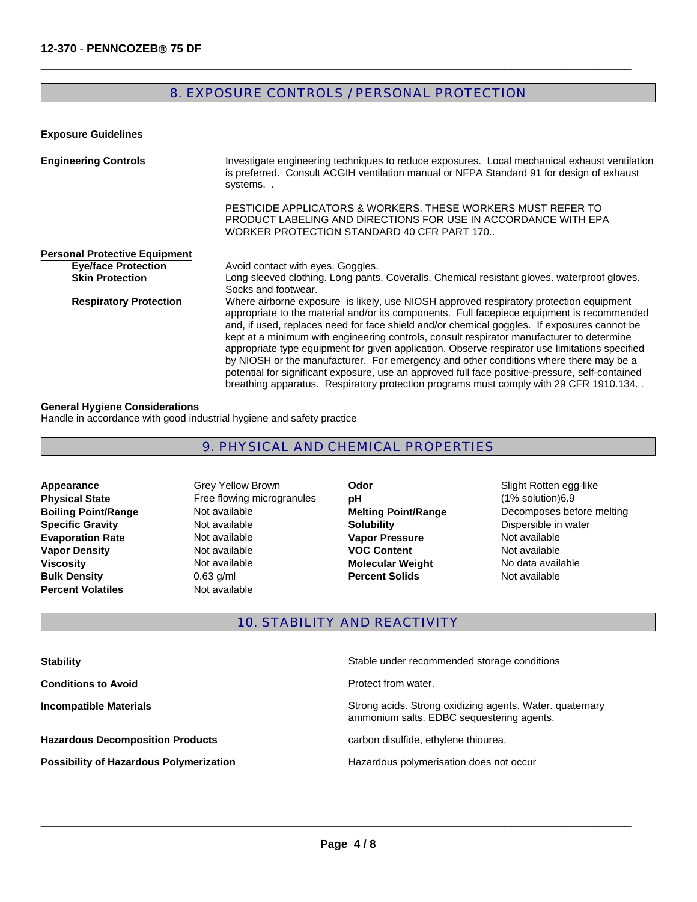## 8. EXPOSURE CONTROLS / PERSONAL PROTECTION

**Exposure Guidelines**

**Engineering Controls**

Investigate engineering techniques to reduce exposures. Local mechanical exhaust ventilation is preferred. Consult ACGIH ventilation manual or NFPA Standard 91 for design of exhaust systems. .

PESTICIDE APPLICATORS & WORKERS. THESE WORKERS MUST REFER TO PRODUCT LABELING AND DIRECTIONS FOR USE IN ACCORDANCE WITH EPA WORKER PROTECTION STANDARD 40 CFR PART 170..

**Personal Protective Equipment**

**Eye/face Protection** — Avoid contact with eyes. Goggles.

**Skin Protection** — Long sleeved clothing. Long pants. Coveralls. Chemical resistant gloves. waterproof gloves. Socks and footwear.

**Respiratory Protection** — Where airborne exposure is likely, use NIOSH approved respiratory protection equipment appropriate to the material and/or its components. Full facepiece equipment is recommended and, if used, replaces need for face shield and/or chemical goggles. If exposures cannot be kept at a minimum with engineering controls, consult respirator manufacturer to determine appropriate type equipment for given application. Observe respirator use limitations specified by NIOSH or the manufacturer. For emergency and other conditions where there may be a potential for significant exposure, use an approved full face positive-pressure, self-contained breathing apparatus. Respiratory protection programs must comply with 29 CFR 1910.134. .

**General Hygiene Considerations**

Handle in accordance with good industrial hygiene and safety practice

## 9. PHYSICAL AND CHEMICAL PROPERTIES

| | | | |
|---|---|---|---|
| **Appearance** | Grey Yellow Brown | **Odor** | Slight Rotten egg-like |
| **Physical State** | Free flowing microgranules | **pH** | (1% solution)6.9 |
| **Boiling Point/Range** | Not available | **Melting Point/Range** | Decomposes before melting |
| **Specific Gravity** | Not available | **Solubility** | Dispersible in water |
| **Evaporation Rate** | Not available | **Vapor Pressure** | Not available |
| **Vapor Density** | Not available | **VOC Content** | Not available |
| **Viscosity** | Not available | **Molecular Weight** | No data available |
| **Bulk Density** | 0.63 g/ml | **Percent Solids** | Not available |
| **Percent Volatiles** | Not available | | |

## 10. STABILITY AND REACTIVITY

| | |
|---|---|
| **Stability** | Stable under recommended storage conditions |
| **Conditions to Avoid** | Protect from water. |
| **Incompatible Materials** | Strong acids. Strong oxidizing agents. Water. quaternary ammonium salts. EDBC sequestering agents. |
| **Hazardous Decomposition Products** | carbon disulfide, ethylene thiourea. |
| **Possibility of Hazardous Polymerization** | Hazardous polymerisation does not occur |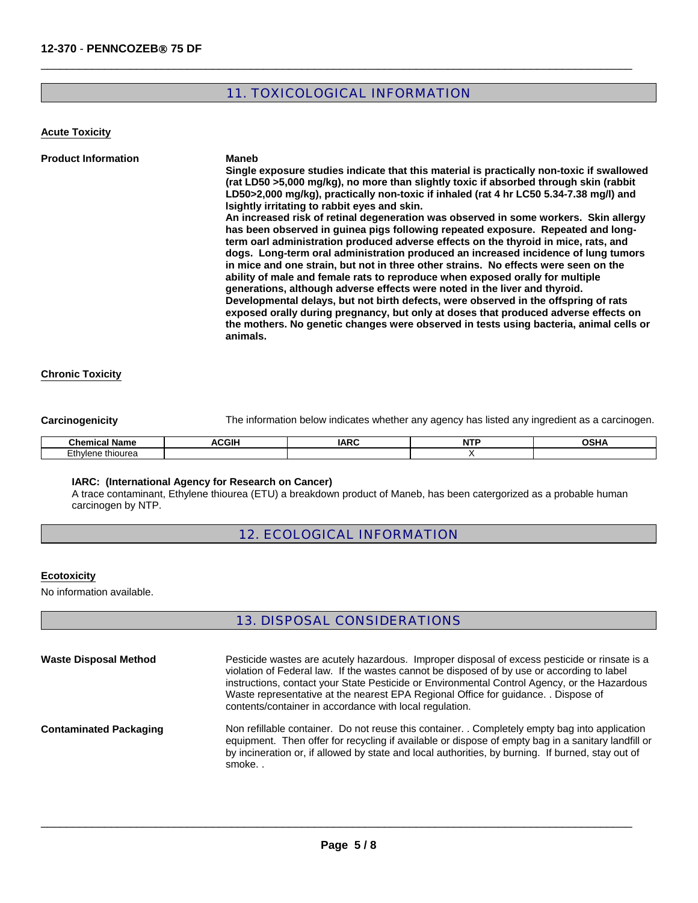## 11. TOXICOLOGICAL INFORMATION

### Acute Toxicity

**Product Information**

**Maneb**

**Single exposure studies indicate that this material is practically non-toxic if swallowed (rat LD50 >5,000 mg/kg), no more than slightly toxic if absorbed through skin (rabbit LD50>2,000 mg/kg), practically non-toxic if inhaled (rat 4 hr LC50 5.34-7.38 mg/l) and lsightly irritating to rabbit eyes and skin.**
**An increased risk of retinal degeneration was observed in some workers. Skin allergy has been observed in guinea pigs following repeated exposure. Repeated and long-term oarl administration produced adverse effects on the thyroid in mice, rats, and dogs. Long-term oral administration produced an increased incidence of lung tumors in mice and one strain, but not in three other strains. No effects were seen on the ability of male and female rats to reproduce when exposed orally for multiple generations, although adverse effects were noted in the liver and thyroid.**
**Developmental delays, but not birth defects, were observed in the offspring of rats exposed orally during pregnancy, but only at doses that produced adverse effects on the mothers. No genetic changes were observed in tests using bacteria, animal cells or animals.**

### Chronic Toxicity

**Carcinogenicity** The information below indicates whether any agency has listed any ingredient as a carcinogen.

| Chemical Name | ACGIH | IARC | NTP | OSHA |
|---|---|---|---|---|
| Ethylene thiourea | | | X | |

**IARC: (International Agency for Research on Cancer)**
A trace contaminant, Ethylene thiourea (ETU) a breakdown product of Maneb, has been catergorized as a probable human carcinogen by NTP.

## 12. ECOLOGICAL INFORMATION

### Ecotoxicity

No information available.

## 13. DISPOSAL CONSIDERATIONS

**Waste Disposal Method**

Pesticide wastes are acutely hazardous. Improper disposal of excess pesticide or rinsate is a violation of Federal law. If the wastes cannot be disposed of by use or according to label instructions, contact your State Pesticide or Environmental Control Agency, or the Hazardous Waste representative at the nearest EPA Regional Office for guidance. . Dispose of contents/container in accordance with local regulation.

**Contaminated Packaging**

Non refillable container. Do not reuse this container. . Completely empty bag into application equipment. Then offer for recycling if available or dispose of empty bag in a sanitary landfill or by incineration or, if allowed by state and local authorities, by burning. If burned, stay out of smoke. .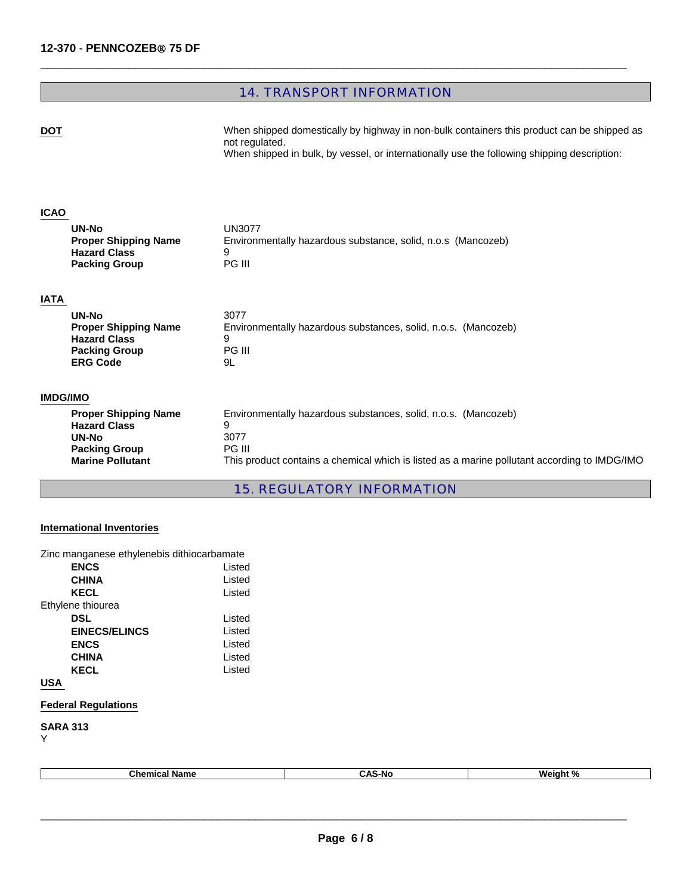## 14. TRANSPORT INFORMATION

**DOT**

When shipped domestically by highway in non-bulk containers this product can be shipped as not regulated.
When shipped in bulk, by vessel, or internationally use the following shipping description:

**ICAO**

| | |
|---|---|
| **UN-No** | UN3077 |
| **Proper Shipping Name** | Environmentally hazardous substance, solid, n.o.s (Mancozeb) |
| **Hazard Class** | 9 |
| **Packing Group** | PG III |

**IATA**

| | |
|---|---|
| **UN-No** | 3077 |
| **Proper Shipping Name** | Environmentally hazardous substances, solid, n.o.s. (Mancozeb) |
| **Hazard Class** | 9 |
| **Packing Group** | PG III |
| **ERG Code** | 9L |

**IMDG/IMO**

| | |
|---|---|
| **Proper Shipping Name** | Environmentally hazardous substances, solid, n.o.s. (Mancozeb) |
| **Hazard Class** | 9 |
| **UN-No** | 3077 |
| **Packing Group** | PG III |
| **Marine Pollutant** | This product contains a chemical which is listed as a marine pollutant according to IMDG/IMO |

## 15. REGULATORY INFORMATION

**International Inventories**

Zinc manganese ethylenebis dithiocarbamate

| | |
|---|---|
| **ENCS** | Listed |
| **CHINA** | Listed |
| **KECL** | Listed |

Ethylene thiourea

| | |
|---|---|
| **DSL** | Listed |
| **EINECS/ELINCS** | Listed |
| **ENCS** | Listed |
| **CHINA** | Listed |
| **KECL** | Listed |

**USA**

**Federal Regulations**

**SARA 313**
Y

| Chemical Name | CAS-No | Weight % |
|---|---|---|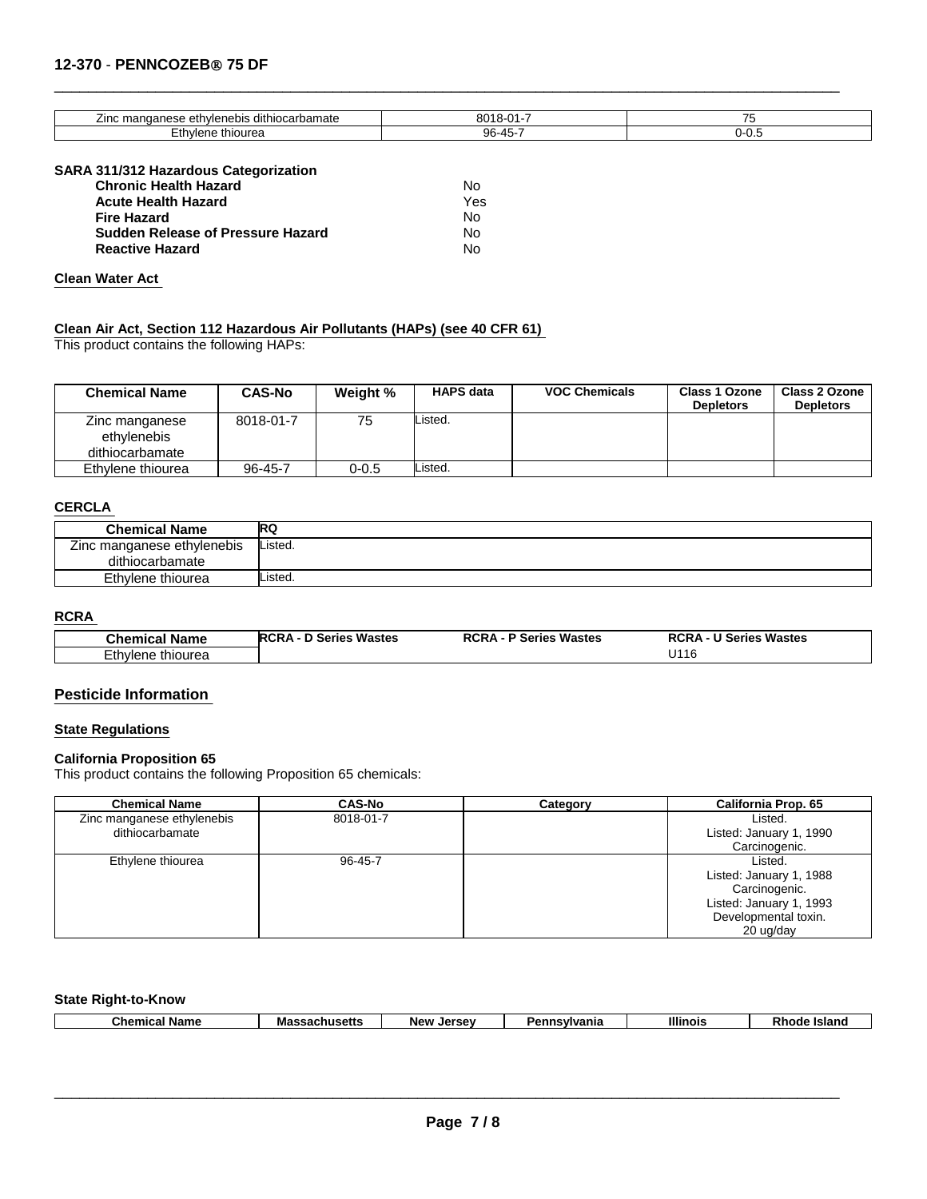| Zinc manganese ethylenebis dithiocarbamate | 8018-01-7 | 75 |
|---|---|---|
| Ethylene thiourea | 96-45-7 | 0-0.5 |

**SARA 311/312 Hazardous Categorization**

| | |
|---|---|
| **Chronic Health Hazard** | No |
| **Acute Health Hazard** | Yes |
| **Fire Hazard** | No |
| **Sudden Release of Pressure Hazard** | No |
| **Reactive Hazard** | No |

**Clean Water Act**

**Clean Air Act, Section 112 Hazardous Air Pollutants (HAPs) (see 40 CFR 61)**

This product contains the following HAPs:

| Chemical Name | CAS-No | Weight % | HAPS data | VOC Chemicals | Class 1 Ozone Depletors | Class 2 Ozone Depletors |
|---|---|---|---|---|---|---|
| Zinc manganese ethylenebis dithiocarbamate | 8018-01-7 | 75 | Listed. | | | |
| Ethylene thiourea | 96-45-7 | 0-0.5 | Listed. | | | |

**CERCLA**

| Chemical Name | RQ |
|---|---|
| Zinc manganese ethylenebis dithiocarbamate | Listed. |
| Ethylene thiourea | Listed. |

**RCRA**

| Chemical Name | RCRA - D Series Wastes | RCRA - P Series Wastes | RCRA - U Series Wastes |
|---|---|---|---|
| Ethylene thiourea | | | U116 |

## Pesticide Information

**State Regulations**

**California Proposition 65**

This product contains the following Proposition 65 chemicals:

| Chemical Name | CAS-No | Category | California Prop. 65 |
|---|---|---|---|
| Zinc manganese ethylenebis dithiocarbamate | 8018-01-7 | | Listed. Listed: January 1, 1990 Carcinogenic. |
| Ethylene thiourea | 96-45-7 | | Listed. Listed: January 1, 1988 Carcinogenic. Listed: January 1, 1993 Developmental toxin. 20 ug/day |

**State Right-to-Know**

| Chemical Name | Massachusetts | New Jersey | Pennsylvania | Illinois | Rhode Island |
|---|---|---|---|---|---|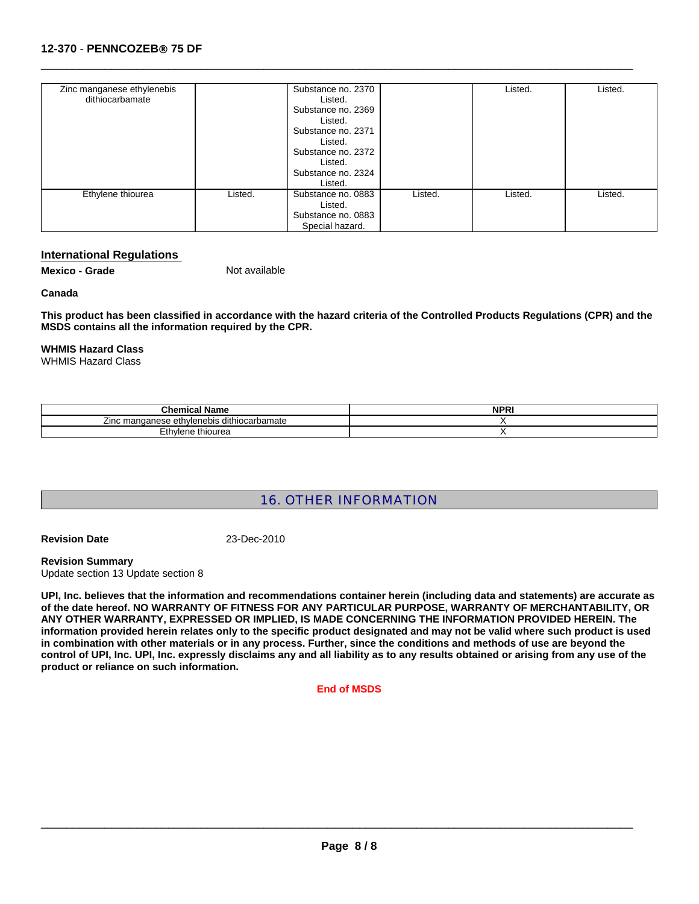| | | | | | |
|---|---|---|---|---|---|
| Zinc manganese ethylenebis dithiocarbamate | | Substance no. 2370 Listed. Substance no. 2369 Listed. Substance no. 2371 Listed. Substance no. 2372 Listed. Substance no. 2324 Listed. | | Listed. | Listed. |
| Ethylene thiourea | Listed. | Substance no. 0883 Listed. Substance no. 0883 Special hazard. | Listed. | Listed. | Listed. |

## International Regulations

**Mexico - Grade** Not available

**Canada**

**This product has been classified in accordance with the hazard criteria of the Controlled Products Regulations (CPR) and the MSDS contains all the information required by the CPR.**

**WHMIS Hazard Class**
WHMIS Hazard Class

| Chemical Name | NPRI |
|---|---|
| Zinc manganese ethylenebis dithiocarbamate | X |
| Ethylene thiourea | X |

## 16. OTHER INFORMATION

**Revision Date** 23-Dec-2010

**Revision Summary**
Update section 13 Update section 8

**UPI, Inc. believes that the information and recommendations container herein (including data and statements) are accurate as of the date hereof. NO WARRANTY OF FITNESS FOR ANY PARTICULAR PURPOSE, WARRANTY OF MERCHANTABILITY, OR ANY OTHER WARRANTY, EXPRESSED OR IMPLIED, IS MADE CONCERNING THE INFORMATION PROVIDED HEREIN. The information provided herein relates only to the specific product designated and may not be valid where such product is used in combination with other materials or in any process. Further, since the conditions and methods of use are beyond the control of UPI, Inc. UPI, Inc. expressly disclaims any and all liability as to any results obtained or arising from any use of the product or reliance on such information.**

**End of MSDS**